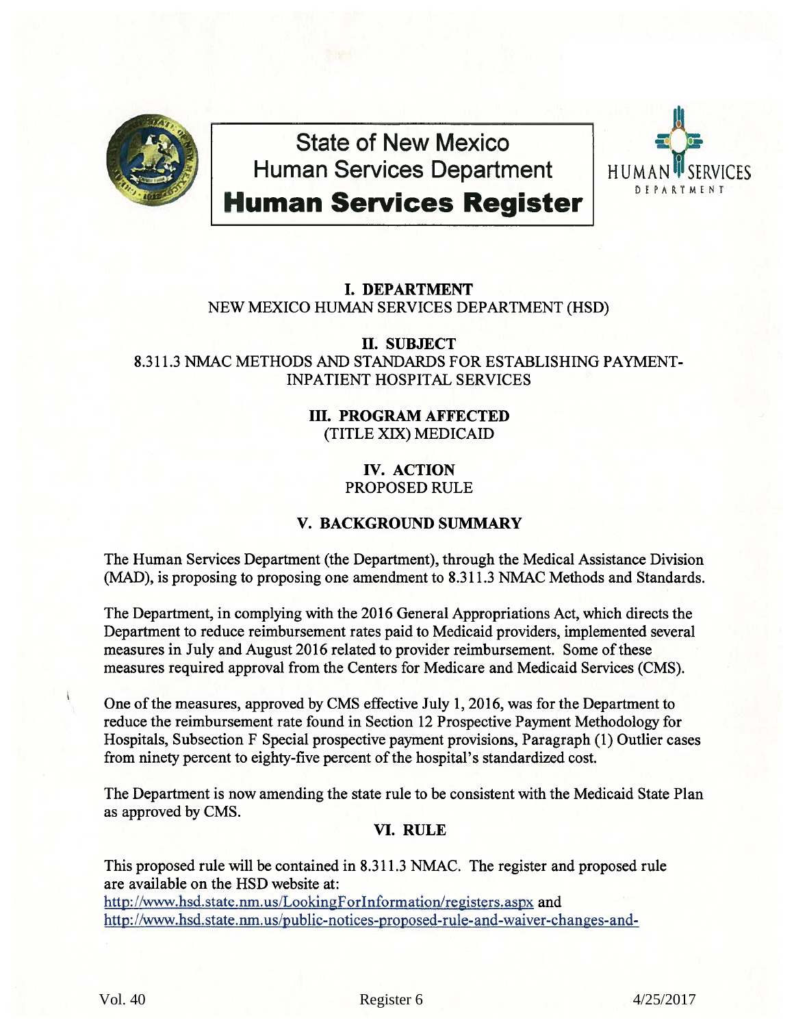# State of New Mexico
# Human Services Department
# Human Services Register

**I. DEPARTMENT**
NEW MEXICO HUMAN SERVICES DEPARTMENT (HSD)

**II. SUBJECT**
8.311.3 NMAC METHODS AND STANDARDS FOR ESTABLISHING PAYMENT-INPATIENT HOSPITAL SERVICES

**III. PROGRAM AFFECTED**
(TITLE XIX) MEDICAID

**IV. ACTION**
PROPOSED RULE

**V. BACKGROUND SUMMARY**

The Human Services Department (the Department), through the Medical Assistance Division (MAD), is proposing to proposing one amendment to 8.311.3 NMAC Methods and Standards.

The Department, in complying with the 2016 General Appropriations Act, which directs the Department to reduce reimbursement rates paid to Medicaid providers, implemented several measures in July and August 2016 related to provider reimbursement. Some of these measures required approval from the Centers for Medicare and Medicaid Services (CMS).

One of the measures, approved by CMS effective July 1, 2016, was for the Department to reduce the reimbursement rate found in Section 12 Prospective Payment Methodology for Hospitals, Subsection F Special prospective payment provisions, Paragraph (1) Outlier cases from ninety percent to eighty-five percent of the hospital's standardized cost.

The Department is now amending the state rule to be consistent with the Medicaid State Plan as approved by CMS.

**VI. RULE**

This proposed rule will be contained in 8.311.3 NMAC. The register and proposed rule are available on the HSD website at:
http://www.hsd.state.nm.us/LookingForInformation/registers.aspx and
http://www.hsd.state.nm.us/public-notices-proposed-rule-and-waiver-changes-and-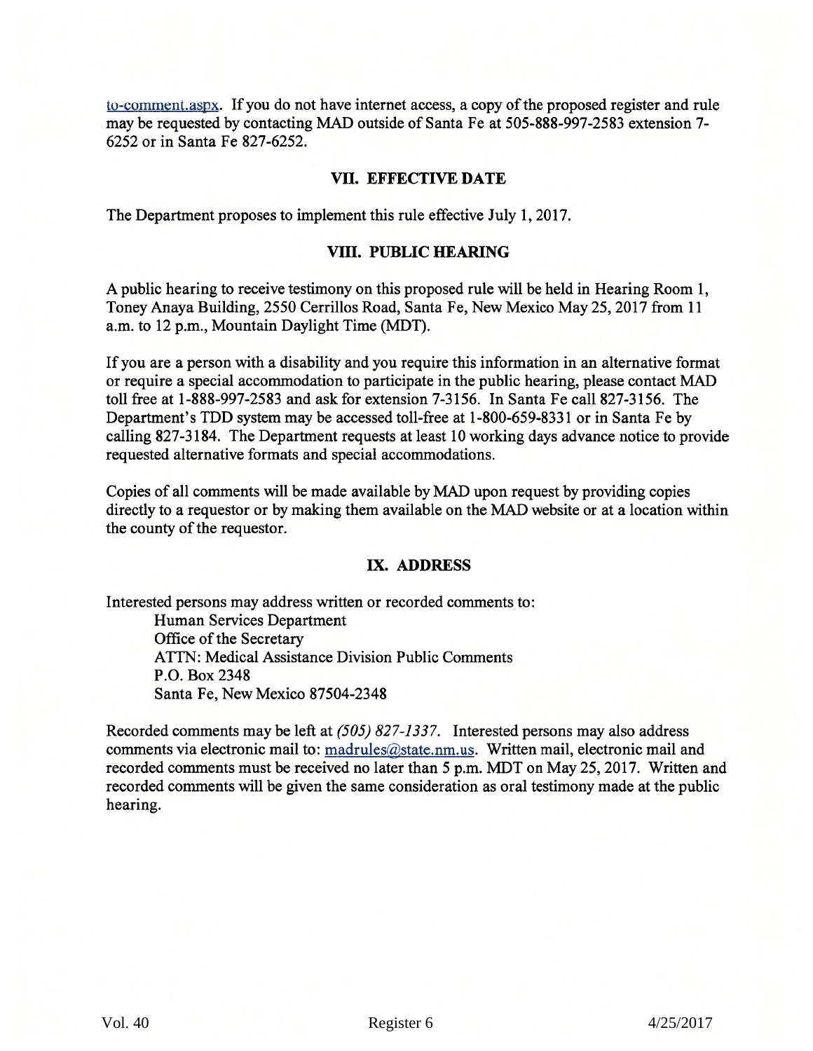to-comment.aspx. If you do not have internet access, a copy of the proposed register and rule may be requested by contacting MAD outside of Santa Fe at 505-888-997-2583 extension 7-6252 or in Santa Fe 827-6252.

## VII. EFFECTIVE DATE

The Department proposes to implement this rule effective July 1, 2017.

## VIII. PUBLIC HEARING

A public hearing to receive testimony on this proposed rule will be held in Hearing Room 1, Toney Anaya Building, 2550 Cerrillos Road, Santa Fe, New Mexico May 25, 2017 from 11 a.m. to 12 p.m., Mountain Daylight Time (MDT).

If you are a person with a disability and you require this information in an alternative format or require a special accommodation to participate in the public hearing, please contact MAD toll free at 1-888-997-2583 and ask for extension 7-3156. In Santa Fe call 827-3156. The Department's TDD system may be accessed toll-free at 1-800-659-8331 or in Santa Fe by calling 827-3184. The Department requests at least 10 working days advance notice to provide requested alternative formats and special accommodations.

Copies of all comments will be made available by MAD upon request by providing copies directly to a requestor or by making them available on the MAD website or at a location within the county of the requestor.

## IX. ADDRESS

Interested persons may address written or recorded comments to:

Human Services Department
Office of the Secretary
ATTN: Medical Assistance Division Public Comments
P.O. Box 2348
Santa Fe, New Mexico 87504-2348

Recorded comments may be left at *(505) 827-1337*. Interested persons may also address comments via electronic mail to: madrules@state.nm.us. Written mail, electronic mail and recorded comments must be received no later than 5 p.m. MDT on May 25, 2017. Written and recorded comments will be given the same consideration as oral testimony made at the public hearing.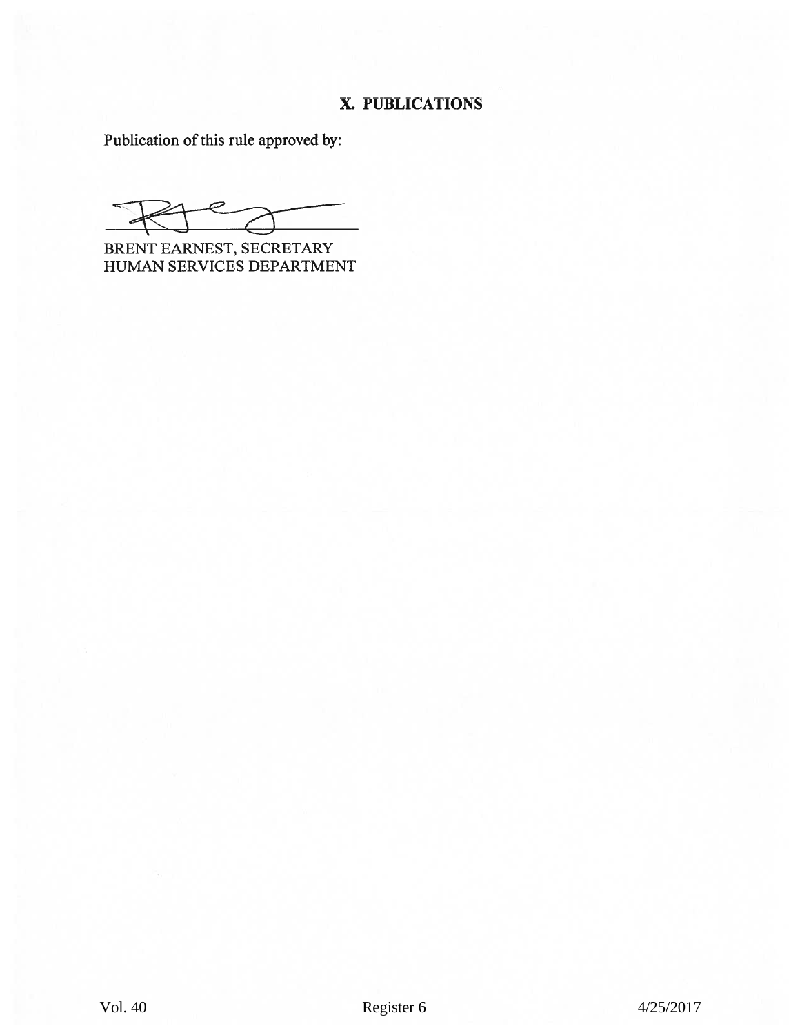## X. PUBLICATIONS

Publication of this rule approved by:

BRENT EARNEST, SECRETARY
HUMAN SERVICES DEPARTMENT